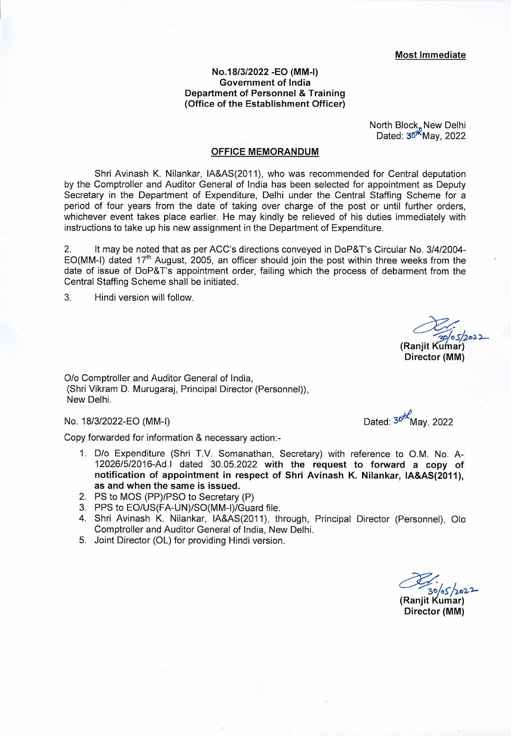**Most Immediate**

**No.18/3/2022 -EO (MM-I)**
**Government of India**
**Department of Personnel & Training**
**(Office of the Establishment Officer)**

North Block, New Delhi
Dated: 30th May, 2022

## OFFICE MEMORANDUM

Shri Avinash K. Nilankar, IA&AS(2011), who was recommended for Central deputation by the Comptroller and Auditor General of India has been selected for appointment as Deputy Secretary in the Department of Expenditure, Delhi under the Central Staffing Scheme for a period of four years from the date of taking over charge of the post or until further orders, whichever event takes place earlier. He may kindly be relieved of his duties immediately with instructions to take up his new assignment in the Department of Expenditure.

2. It may be noted that as per ACC's directions conveyed in DoP&T's Circular No. 3/4/2004-EO(MM-I) dated 17th August, 2005, an officer should join the post within three weeks from the date of issue of DoP&T's appointment order, failing which the process of debarment from the Central Staffing Scheme shall be initiated.

3. Hindi version will follow.

30/05/2022
**(Ranjit Kumar)**
**Director (MM)**

O/o Comptroller and Auditor General of India,
(Shri Vikram D. Murugaraj, Principal Director (Personnel)),
New Delhi.

No. 18/3/2022-EO (MM-I) Dated: 30th May, 2022

Copy forwarded for information & necessary action:-

1. D/o Expenditure (Shri T.V. Somanathan, Secretary) with reference to O.M. No. A-12026/5/2016-Ad.I dated 30.05.2022 **with the request to forward a copy of notification of appointment in respect of Shri Avinash K. Nilankar, IA&AS(2011), as and when the same is issued.**
2. PS to MOS (PP)/PSO to Secretary (P)
3. PPS to EO/US(FA-UN)/SO(MM-I)/Guard file.
4. Shri Avinash K. Nilankar, IA&AS(2011), through, Principal Director (Personnel), O/o Comptroller and Auditor General of India, New Delhi.
5. Joint Director (OL) for providing Hindi version.

30/05/2022
**(Ranjit Kumar)**
**Director (MM)**